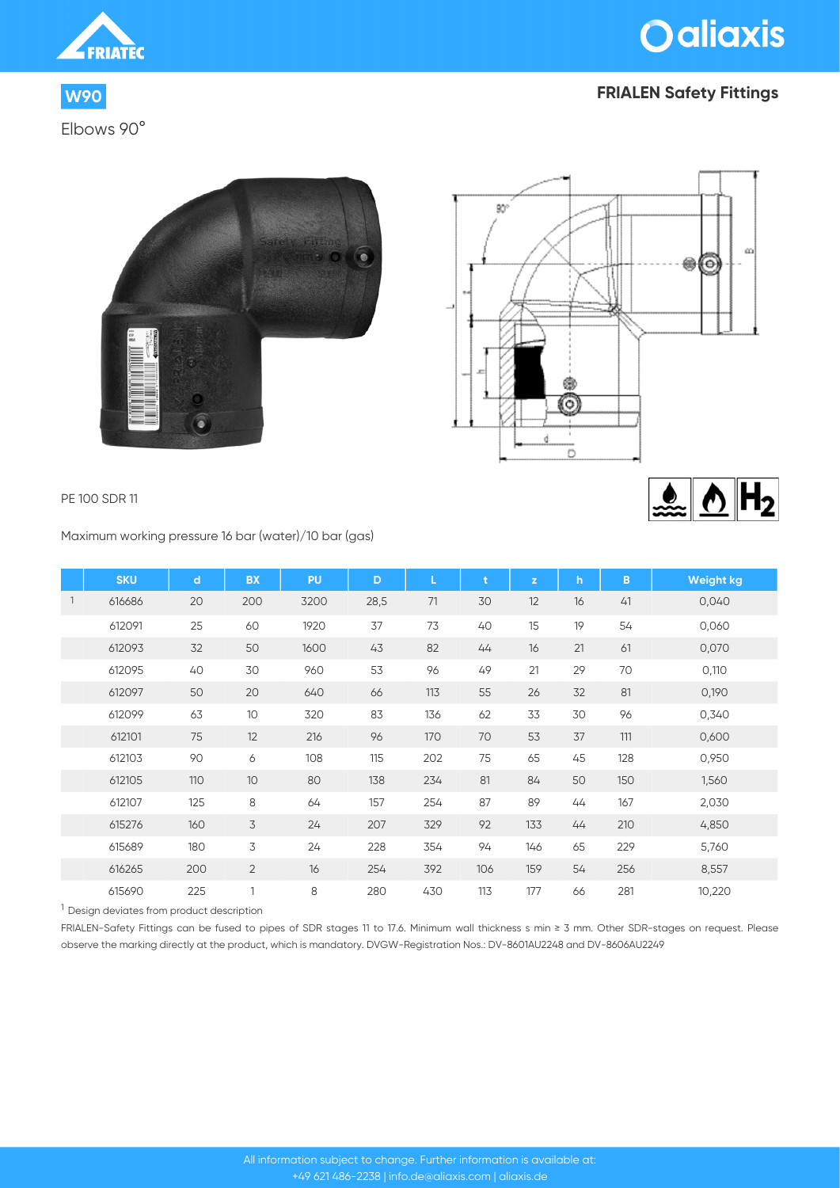**W90**

Elbows 90°

## FRIALEN Safety Fittings

PE 100 SDR 11

Maximum working pressure 16 bar (water)/10 bar (gas)

| | SKU | d | BX | PU | D | L | t | z | h | B | Weight kg |
|---|---|---|---|---|---|---|---|---|---|---|---|
| 1 | 616686 | 20 | 200 | 3200 | 28,5 | 71 | 30 | 12 | 16 | 41 | 0,040 |
| | 612091 | 25 | 60 | 1920 | 37 | 73 | 40 | 15 | 19 | 54 | 0,060 |
| | 612093 | 32 | 50 | 1600 | 43 | 82 | 44 | 16 | 21 | 61 | 0,070 |
| | 612095 | 40 | 30 | 960 | 53 | 96 | 49 | 21 | 29 | 70 | 0,110 |
| | 612097 | 50 | 20 | 640 | 66 | 113 | 55 | 26 | 32 | 81 | 0,190 |
| | 612099 | 63 | 10 | 320 | 83 | 136 | 62 | 33 | 30 | 96 | 0,340 |
| | 612101 | 75 | 12 | 216 | 96 | 170 | 70 | 53 | 37 | 111 | 0,600 |
| | 612103 | 90 | 6 | 108 | 115 | 202 | 75 | 65 | 45 | 128 | 0,950 |
| | 612105 | 110 | 10 | 80 | 138 | 234 | 81 | 84 | 50 | 150 | 1,560 |
| | 612107 | 125 | 8 | 64 | 157 | 254 | 87 | 89 | 44 | 167 | 2,030 |
| | 615276 | 160 | 3 | 24 | 207 | 329 | 92 | 133 | 44 | 210 | 4,850 |
| | 615689 | 180 | 3 | 24 | 228 | 354 | 94 | 146 | 65 | 229 | 5,760 |
| | 616265 | 200 | 2 | 16 | 254 | 392 | 106 | 159 | 54 | 256 | 8,557 |
| | 615690 | 225 | 1 | 8 | 280 | 430 | 113 | 177 | 66 | 281 | 10,220 |

[1] Design deviates from product description

FRIALEN-Safety Fittings can be fused to pipes of SDR stages 11 to 17.6. Minimum wall thickness s min ≥ 3 mm. Other SDR-stages on request. Please observe the marking directly at the product, which is mandatory. DVGW-Registration Nos.: DV-8601AU2248 and DV-8606AU2249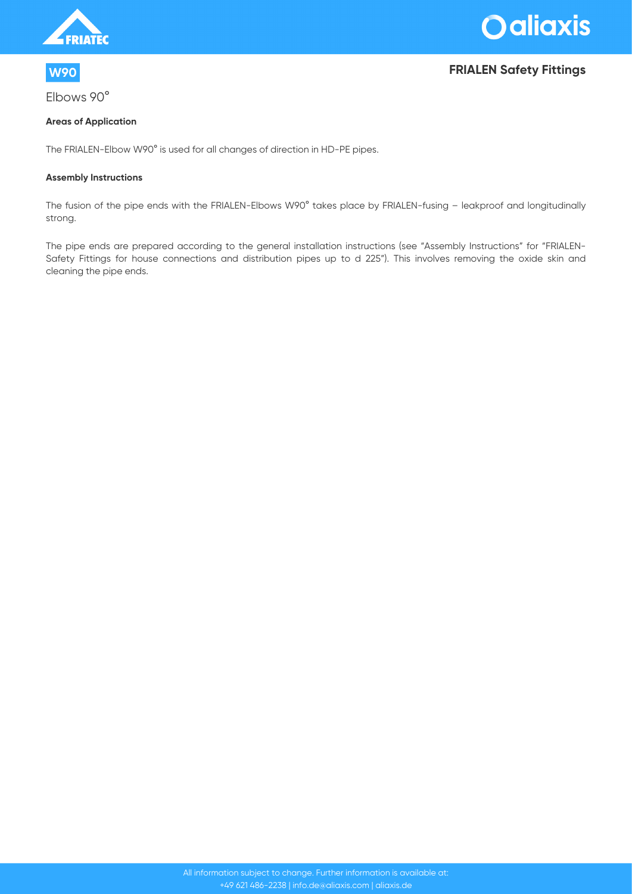**W90**

## FRIALEN Safety Fittings

# Elbows 90°

### Areas of Application

The FRIALEN-Elbow W90° is used for all changes of direction in HD-PE pipes.

### Assembly Instructions

The fusion of the pipe ends with the FRIALEN-Elbows W90° takes place by FRIALEN-fusing – leakproof and longitudinally strong.

The pipe ends are prepared according to the general installation instructions (see "Assembly Instructions" for "FRIALEN-Safety Fittings for house connections and distribution pipes up to d 225"). This involves removing the oxide skin and cleaning the pipe ends.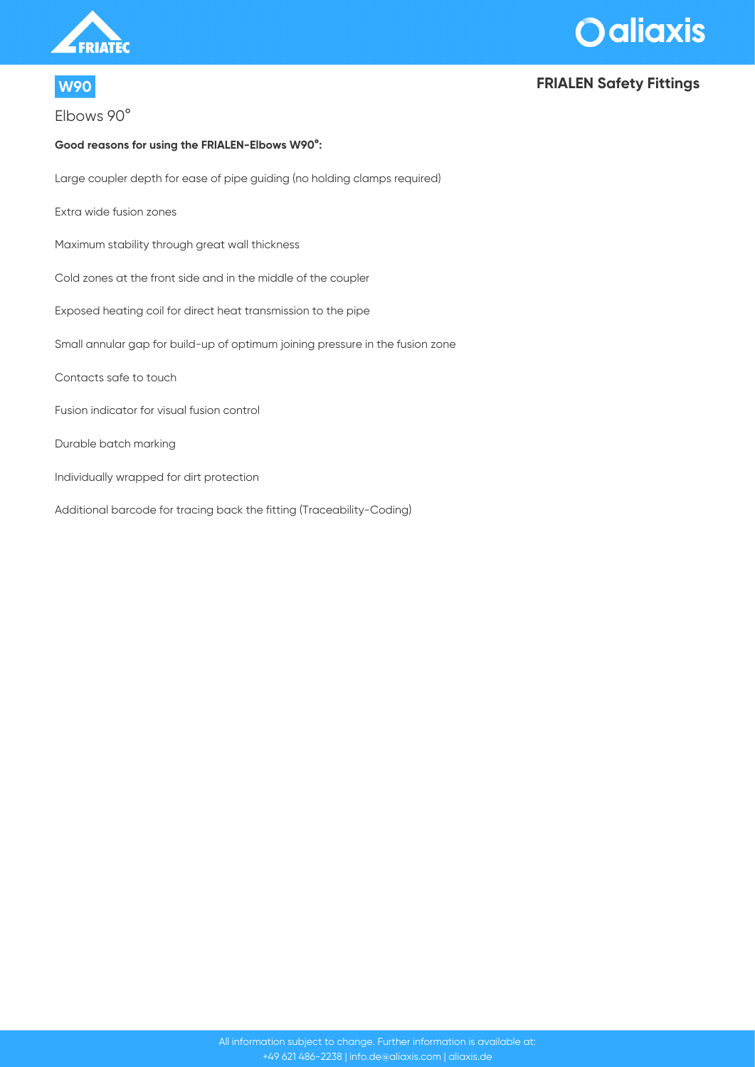**W90**

FRIALEN Safety Fittings

Elbows 90°

**Good reasons for using the FRIALEN-Elbows W90°:**

Large coupler depth for ease of pipe guiding (no holding clamps required)

Extra wide fusion zones

Maximum stability through great wall thickness

Cold zones at the front side and in the middle of the coupler

Exposed heating coil for direct heat transmission to the pipe

Small annular gap for build-up of optimum joining pressure in the fusion zone

Contacts safe to touch

Fusion indicator for visual fusion control

Durable batch marking

Individually wrapped for dirt protection

Additional barcode for tracing back the fitting (Traceability-Coding)